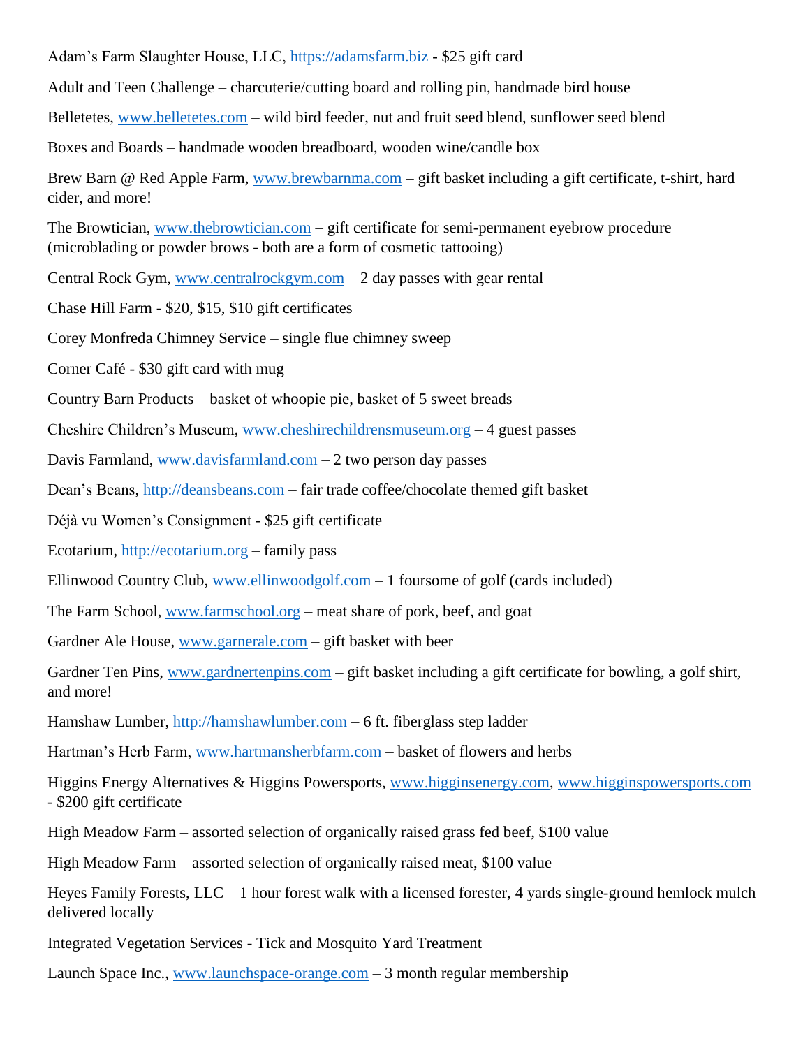Adam's Farm Slaughter House, LLC, https://adamsfarm.biz - $25 gift card

Adult and Teen Challenge – charcuterie/cutting board and rolling pin, handmade bird house

Belletetes, www.belletetes.com – wild bird feeder, nut and fruit seed blend, sunflower seed blend

Boxes and Boards – handmade wooden breadboard, wooden wine/candle box

Brew Barn @ Red Apple Farm, www.brewbarnma.com – gift basket including a gift certificate, t-shirt, hard cider, and more!

The Browtician, www.thebrowtician.com – gift certificate for semi-permanent eyebrow procedure (microblading or powder brows - both are a form of cosmetic tattooing)

Central Rock Gym, www.centralrockgym.com – 2 day passes with gear rental

Chase Hill Farm - $20, $15, $10 gift certificates

Corey Monfreda Chimney Service – single flue chimney sweep

Corner Café - $30 gift card with mug

Country Barn Products – basket of whoopie pie, basket of 5 sweet breads

Cheshire Children's Museum, www.cheshirechildrensmuseum.org – 4 guest passes

Davis Farmland, www.davisfarmland.com – 2 two person day passes

Dean's Beans, http://deansbeans.com – fair trade coffee/chocolate themed gift basket

Déjà vu Women's Consignment - $25 gift certificate

Ecotarium, http://ecotarium.org – family pass

Ellinwood Country Club, www.ellinwoodgolf.com – 1 foursome of golf (cards included)

The Farm School, www.farmschool.org – meat share of pork, beef, and goat

Gardner Ale House, www.garnerale.com – gift basket with beer

Gardner Ten Pins, www.gardnertenpins.com – gift basket including a gift certificate for bowling, a golf shirt, and more!

Hamshaw Lumber, http://hamshawlumber.com – 6 ft. fiberglass step ladder

Hartman's Herb Farm, www.hartmansherbfarm.com – basket of flowers and herbs

Higgins Energy Alternatives & Higgins Powersports, www.higginsenergy.com, www.higginspowersports.com - $200 gift certificate

High Meadow Farm – assorted selection of organically raised grass fed beef, $100 value

High Meadow Farm – assorted selection of organically raised meat, $100 value

Heyes Family Forests, LLC – 1 hour forest walk with a licensed forester, 4 yards single-ground hemlock mulch delivered locally

Integrated Vegetation Services - Tick and Mosquito Yard Treatment

Launch Space Inc., www.launchspace-orange.com – 3 month regular membership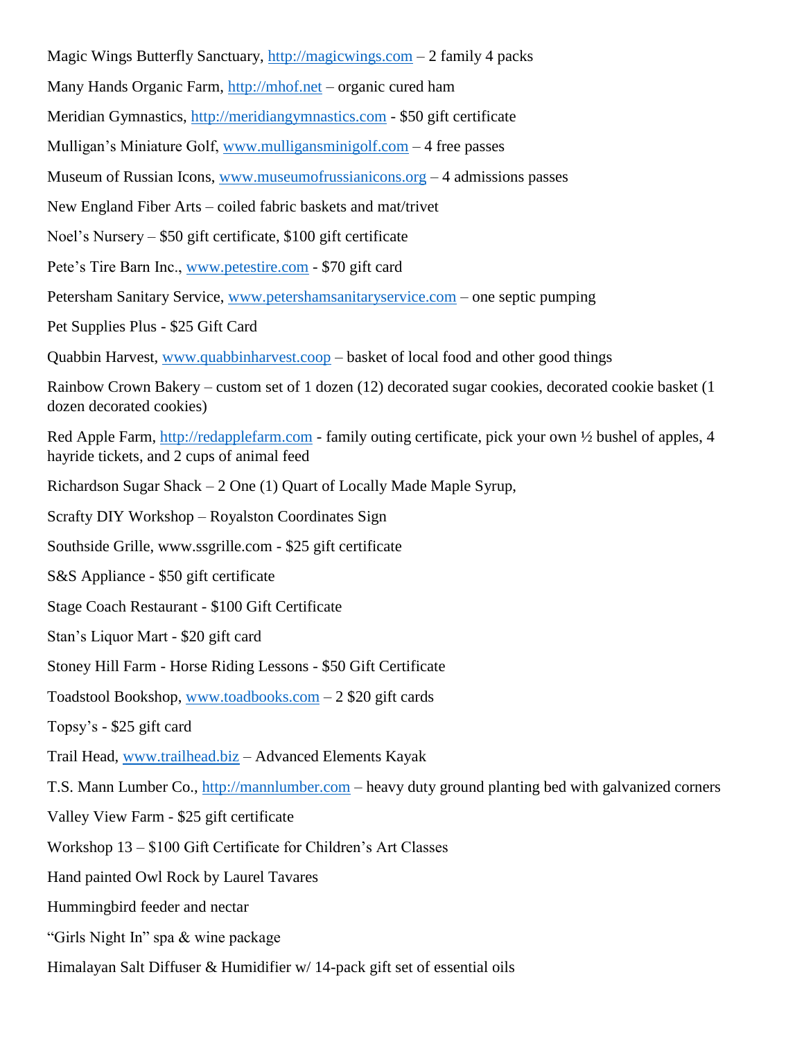Magic Wings Butterfly Sanctuary, http://magicwings.com – 2 family 4 packs

Many Hands Organic Farm, http://mhof.net – organic cured ham

Meridian Gymnastics, http://meridiangymnastics.com - $50 gift certificate

Mulligan's Miniature Golf, www.mulligansminigolf.com – 4 free passes

Museum of Russian Icons, www.museumofrussianicons.org – 4 admissions passes

New England Fiber Arts – coiled fabric baskets and mat/trivet

Noel's Nursery – $50 gift certificate, $100 gift certificate

Pete's Tire Barn Inc., www.petestire.com - $70 gift card

Petersham Sanitary Service, www.petershamsanitaryservice.com – one septic pumping

Pet Supplies Plus - $25 Gift Card

Quabbin Harvest, www.quabbinharvest.coop – basket of local food and other good things

Rainbow Crown Bakery – custom set of 1 dozen (12) decorated sugar cookies, decorated cookie basket (1 dozen decorated cookies)

Red Apple Farm, http://redapplefarm.com - family outing certificate, pick your own ½ bushel of apples, 4 hayride tickets, and 2 cups of animal feed

Richardson Sugar Shack – 2 One (1) Quart of Locally Made Maple Syrup,

Scrafty DIY Workshop – Royalston Coordinates Sign

Southside Grille, www.ssgrille.com - $25 gift certificate

S&S Appliance - $50 gift certificate

Stage Coach Restaurant - $100 Gift Certificate

Stan's Liquor Mart - $20 gift card

Stoney Hill Farm - Horse Riding Lessons - $50 Gift Certificate

Toadstool Bookshop, www.toadbooks.com – 2 $20 gift cards

Topsy's - $25 gift card

Trail Head, www.trailhead.biz – Advanced Elements Kayak

T.S. Mann Lumber Co., http://mannlumber.com – heavy duty ground planting bed with galvanized corners

Valley View Farm - $25 gift certificate

Workshop 13 – $100 Gift Certificate for Children's Art Classes

Hand painted Owl Rock by Laurel Tavares

Hummingbird feeder and nectar

"Girls Night In" spa & wine package

Himalayan Salt Diffuser & Humidifier w/ 14-pack gift set of essential oils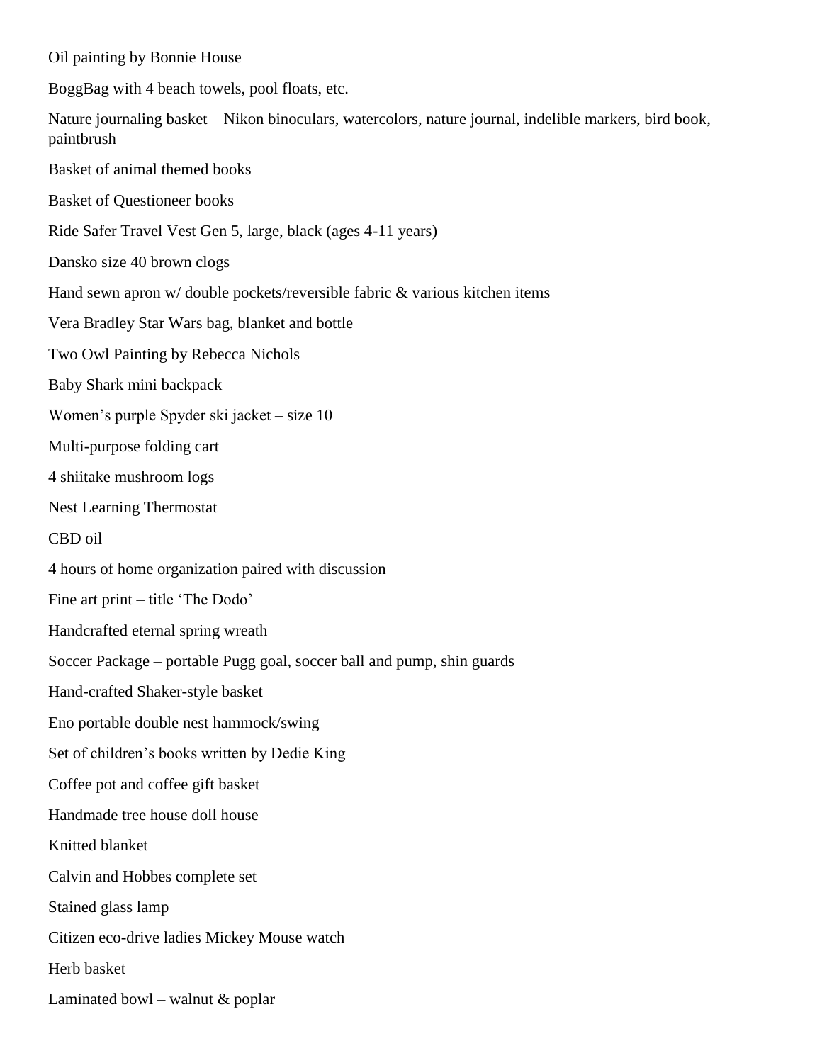Oil painting by Bonnie House

BoggBag with 4 beach towels, pool floats, etc.

Nature journaling basket – Nikon binoculars, watercolors, nature journal, indelible markers, bird book, paintbrush

Basket of animal themed books

Basket of Questioneer books

Ride Safer Travel Vest Gen 5, large, black (ages 4-11 years)

Dansko size 40 brown clogs

Hand sewn apron w/ double pockets/reversible fabric & various kitchen items

Vera Bradley Star Wars bag, blanket and bottle

Two Owl Painting by Rebecca Nichols

Baby Shark mini backpack

Women's purple Spyder ski jacket – size 10

Multi-purpose folding cart

4 shiitake mushroom logs

Nest Learning Thermostat

CBD oil

4 hours of home organization paired with discussion

Fine art print – title 'The Dodo'

Handcrafted eternal spring wreath

Soccer Package – portable Pugg goal, soccer ball and pump, shin guards

Hand-crafted Shaker-style basket

Eno portable double nest hammock/swing

Set of children's books written by Dedie King

Coffee pot and coffee gift basket

Handmade tree house doll house

Knitted blanket

Calvin and Hobbes complete set

Stained glass lamp

Citizen eco-drive ladies Mickey Mouse watch

Herb basket

Laminated bowl – walnut & poplar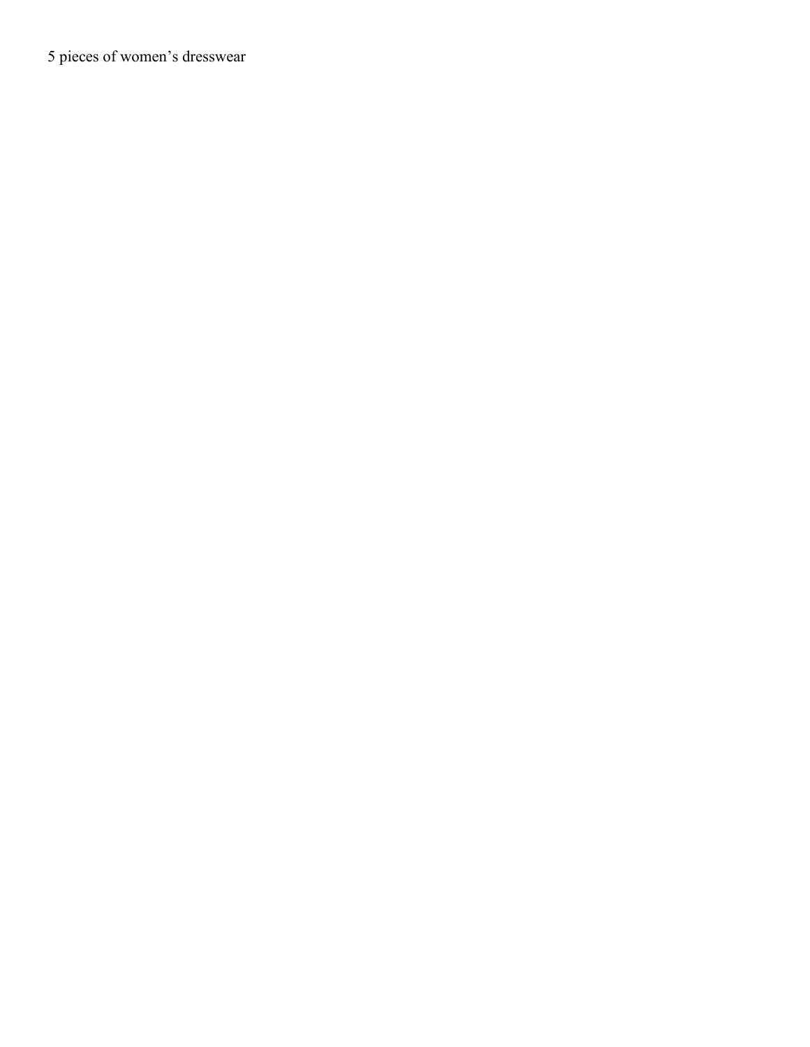5 pieces of women’s dresswear